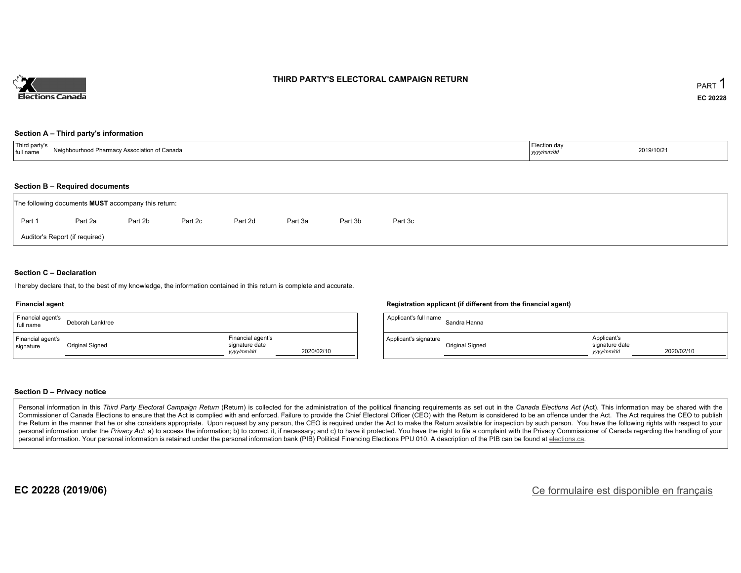# THIRD PARTY'S ELECTORAL CAMPAIGN RETURN

PART 1

EC 20228

## Section A – Third party's information

| Third party's full name | Neighbourhood Pharmacy Association of Canada | Election day *yyyy/mm/dd* | 2019/10/21 |
|---|---|---|---|

## Section B – Required documents

The following documents **MUST** accompany this return:

Part 1 | Part 2a | Part 2b | Part 2c | Part 2d | Part 3a | Part 3b | Part 3c

Auditor's Report (if required)

## Section C – Declaration

I hereby declare that, to the best of my knowledge, the information contained in this return is complete and accurate.

### Financial agent

| Financial agent's full name | Deborah Lanktree | | |
|---|---|---|---|
| Financial agent's signature | Original Signed | Financial agent's signature date *yyyy/mm/dd* | 2020/02/10 |

### Registration applicant (if different from the financial agent)

| Applicant's full name | Sandra Hanna | | |
|---|---|---|---|
| Applicant's signature | Original Signed | Applicant's signature date *yyyy/mm/dd* | 2020/02/10 |

## Section D – Privacy notice

Personal information in this *Third Party Electoral Campaign Return* (Return) is collected for the administration of the political financing requirements as set out in the *Canada Elections Act* (Act). This information may be shared with the Commissioner of Canada Elections to ensure that the Act is complied with and enforced. Failure to provide the Chief Electoral Officer (CEO) with the Return is considered to be an offence under the Act. The Act requires the CEO to publish the Return in the manner that he or she considers appropriate. Upon request by any person, the CEO is required under the Act to make the Return available for inspection by such person. You have the following rights with respect to your personal information under the *Privacy Act*: a) to access the information; b) to correct it, if necessary; and c) to have it protected. You have the right to file a complaint with the Privacy Commissioner of Canada regarding the handling of your personal information. Your personal information is retained under the personal information bank (PIB) Political Financing Elections PPU 010. A description of the PIB can be found at elections.ca.

**EC 20228 (2019/06)**

Ce formulaire est disponible en français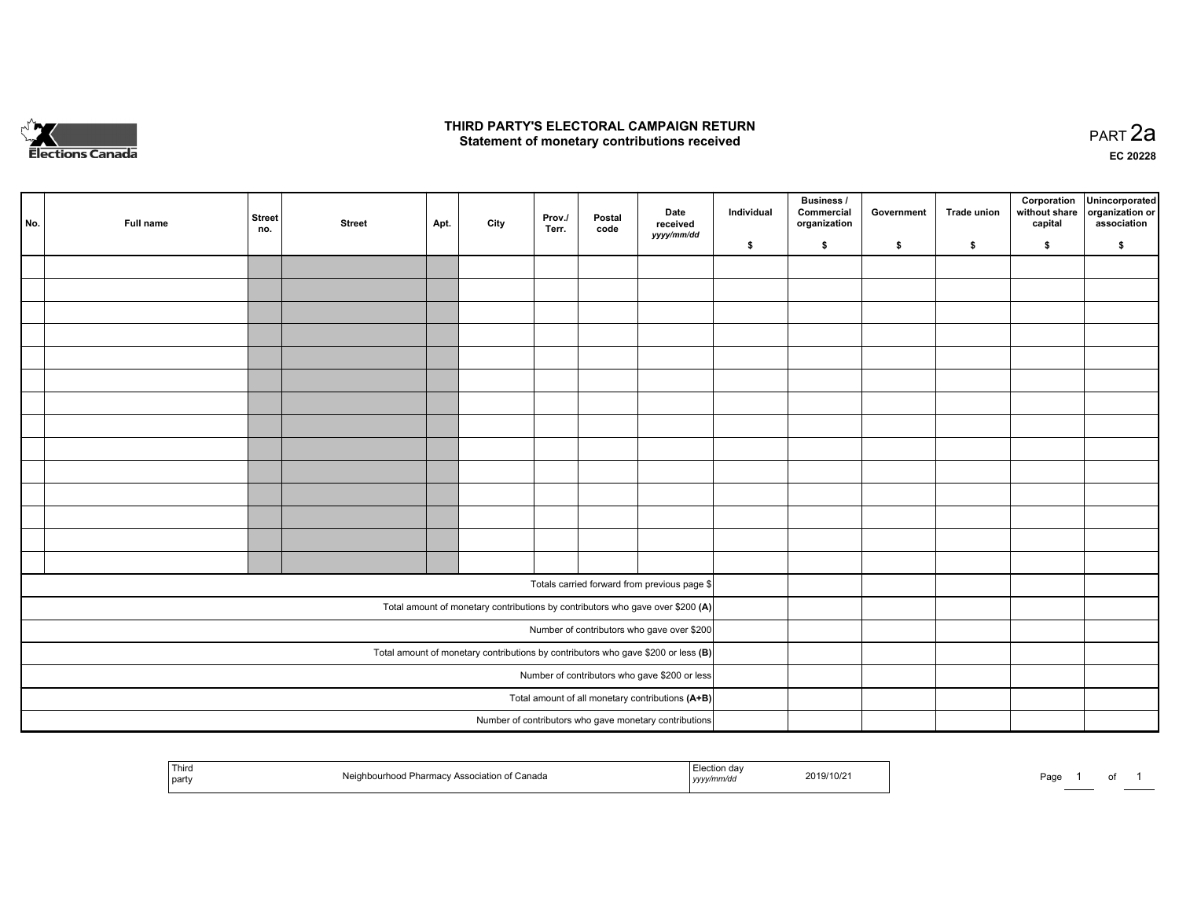# THIRD PARTY'S ELECTORAL CAMPAIGN RETURN
## Statement of monetary contributions received

PART 2a

EC 20228

| No. | Full name | Street no. | Street | Apt. | City | Prov./ Terr. | Postal code | Date received *yyyy/mm/dd* | Individual $ | Business / Commercial organization $ | Government $ | Trade union $ | Corporation without share capital $ | Unincorporated organization or association $ |
|---|---|---|---|---|---|---|---|---|---|---|---|---|---|---|
| | | | | | | | | | | | | | | |
| | | | | | | | | | | | | | | |
| | | | | | | | | | | | | | | |
| | | | | | | | | | | | | | | |
| | | | | | | | | | | | | | | |
| | | | | | | | | | | | | | | |
| | | | | | | | | | | | | | | |
| | | | | | | | | | | | | | | |
| | | | | | | | | | | | | | | |
| | | | | | | | | | | | | | | |
| | | | | | | | | | | | | | | |
| | | | | | | | | | | | | | | |
| | | | | | | | | | | | | | | |
| | | | | | | | | | | | | | | |
| Totals carried forward from previous page $ | | | | | | | | | | | | | | |
| Total amount of monetary contributions by contributors who gave over $200 **(A)** | | | | | | | | | | | | | | |
| Number of contributors who gave over $200 | | | | | | | | | | | | | | |
| Total amount of monetary contributions by contributors who gave $200 or less **(B)** | | | | | | | | | | | | | | |
| Number of contributors who gave $200 or less | | | | | | | | | | | | | | |
| Total amount of all monetary contributions **(A+B)** | | | | | | | | | | | | | | |
| Number of contributors who gave monetary contributions | | | | | | | | | | | | | | |

| Third party | Neighbourhood Pharmacy Association of Canada | Election day *yyyy/mm/dd* | 2019/10/21 |
|---|---|---|---|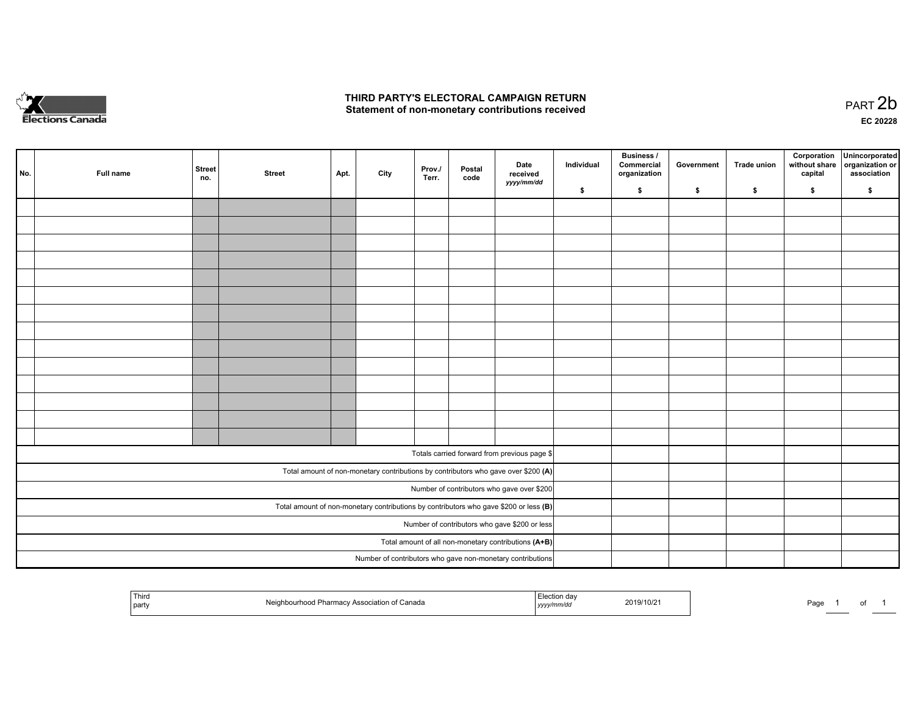# THIRD PARTY'S ELECTORAL CAMPAIGN RETURN
## Statement of non-monetary contributions received

PART 2b

EC 20228

| No. | Full name | Street no. | Street | Apt. | City | Prov./ Terr. | Postal code | Date received *yyyy/mm/dd* | Individual $ | Business / Commercial organization $ | Government $ | Trade union $ | Corporation without share capital $ | Unincorporated organization or association $ |
|---|---|---|---|---|---|---|---|---|---|---|---|---|---|---|
| | | | | | | | | | | | | | | |
| | | | | | | | | | | | | | | |
| | | | | | | | | | | | | | | |
| | | | | | | | | | | | | | | |
| | | | | | | | | | | | | | | |
| | | | | | | | | | | | | | | |
| | | | | | | | | | | | | | | |
| | | | | | | | | | | | | | | |
| | | | | | | | | | | | | | | |
| | | | | | | | | | | | | | | |
| | | | | | | | | | | | | | | |
| | | | | | | | | | | | | | | |
| | | | | | | | | | | | | | | |
| | | | | | | | | | | | | | | |
| Totals carried forward from previous page $ | | | | | | | | | | | | | | |
| Total amount of non-monetary contributions by contributors who gave over $200 **(A)** | | | | | | | | | | | | | | |
| Number of contributors who gave over $200 | | | | | | | | | | | | | | |
| Total amount of non-monetary contributions by contributors who gave $200 or less **(B)** | | | | | | | | | | | | | | |
| Number of contributors who gave $200 or less | | | | | | | | | | | | | | |
| Total amount of all non-monetary contributions **(A+B)** | | | | | | | | | | | | | | |
| Number of contributors who gave non-monetary contributions | | | | | | | | | | | | | | |

| Third party | Neighbourhood Pharmacy Association of Canada | Election day *yyyy/mm/dd* | 2019/10/21 |
|---|---|---|---|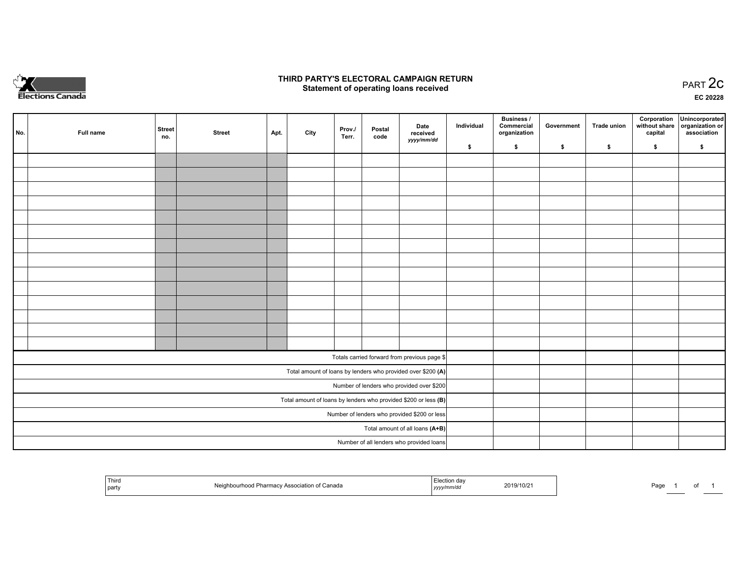Elections Canada

# THIRD PARTY'S ELECTORAL CAMPAIGN RETURN
## Statement of operating loans received

PART 2c

EC 20228

| No. | Full name | Street no. | Street | Apt. | City | Prov./ Terr. | Postal code | Date received *yyyy/mm/dd* | Individual $ | Business / Commercial organization $ | Government $ | Trade union $ | Corporation without share capital $ | Unincorporated organization or association $ |
|---|---|---|---|---|---|---|---|---|---|---|---|---|---|---|
| | | | | | | | | | | | | | | |
| | | | | | | | | | | | | | | |
| | | | | | | | | | | | | | | |
| | | | | | | | | | | | | | | |
| | | | | | | | | | | | | | | |
| | | | | | | | | | | | | | | |
| | | | | | | | | | | | | | | |
| | | | | | | | | | | | | | | |
| | | | | | | | | | | | | | | |
| | | | | | | | | | | | | | | |
| | | | | | | | | | | | | | | |
| | | | | | | | | | | | | | | |
| | | | | | | | | | | | | | | |
| | | | | | | | | | | | | | | |
| Totals carried forward from previous page $ | | | | | | | | | | | | | | |
| Total amount of loans by lenders who provided over $200 **(A)** | | | | | | | | | | | | | | |
| Number of lenders who provided over $200 | | | | | | | | | | | | | | |
| Total amount of loans by lenders who provided $200 or less **(B)** | | | | | | | | | | | | | | |
| Number of lenders who provided $200 or less | | | | | | | | | | | | | | |
| Total amount of all loans **(A+B)** | | | | | | | | | | | | | | |
| Number of all lenders who provided loans | | | | | | | | | | | | | | |

| Third party | Neighbourhood Pharmacy Association of Canada | Election day *yyyy/mm/dd* | 2019/10/21 |
|---|---|---|---|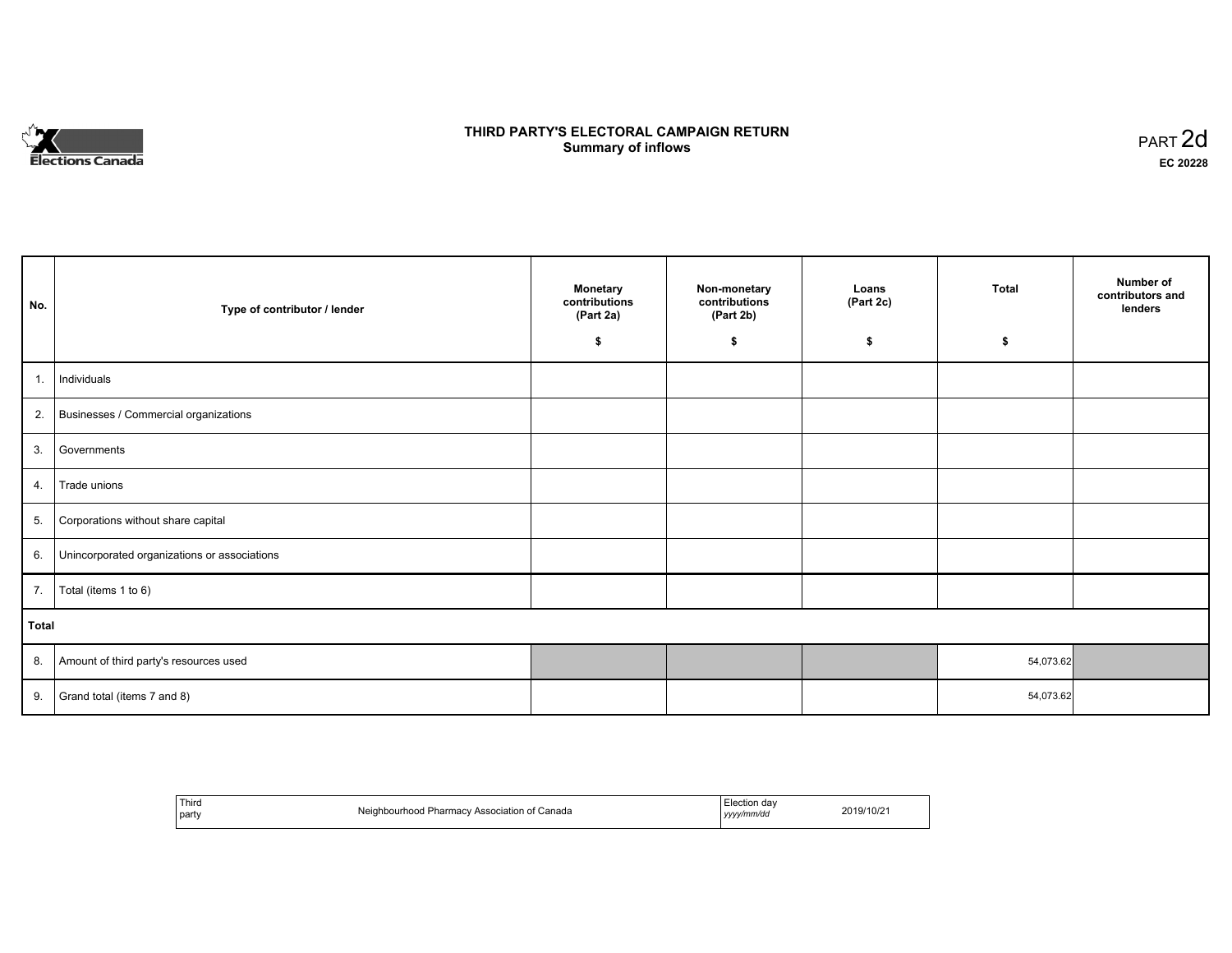Elections Canada

# THIRD PARTY'S ELECTORAL CAMPAIGN RETURN
## Summary of inflows

PART 2d

EC 20228

| No. | Type of contributor / lender | Monetary contributions (Part 2a) $ | Non-monetary contributions (Part 2b) $ | Loans (Part 2c) $ | Total $ | Number of contributors and lenders |
|---|---|---|---|---|---|---|
| 1. | Individuals | | | | | |
| 2. | Businesses / Commercial organizations | | | | | |
| 3. | Governments | | | | | |
| 4. | Trade unions | | | | | |
| 5. | Corporations without share capital | | | | | |
| 6. | Unincorporated organizations or associations | | | | | |
| 7. | Total (items 1 to 6) | | | | | |
| **Total** | | | | | | |
| 8. | Amount of third party's resources used | | | | 54,073.62 | |
| 9. | Grand total (items 7 and 8) | | | | 54,073.62 | |

| Third party | Neighbourhood Pharmacy Association of Canada | Election day *yyyy/mm/dd* | 2019/10/21 |
|---|---|---|---|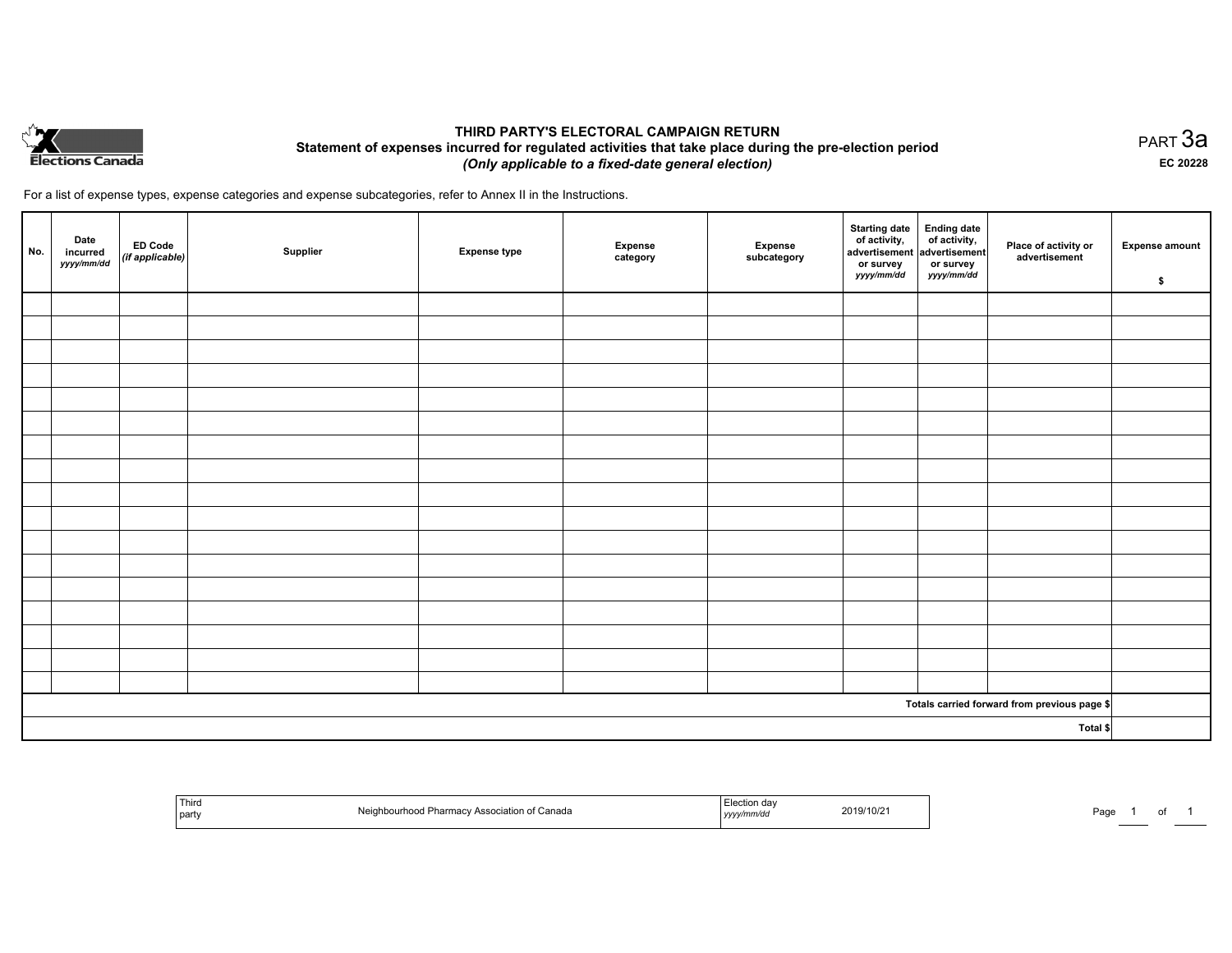Elections Canada

# THIRD PARTY'S ELECTORAL CAMPAIGN RETURN

## Statement of expenses incurred for regulated activities that take place during the pre-election period

***(Only applicable to a fixed-date general election)***

PART 3a

**EC 20228**

For a list of expense types, expense categories and expense subcategories, refer to Annex II in the Instructions.

| No. | Date incurred *yyyy/mm/dd* | ED Code *(if applicable)* | Supplier | Expense type | Expense category | Expense subcategory | Starting date of activity, advertisement or survey *yyyy/mm/dd* | Ending date of activity, advertisement or survey *yyyy/mm/dd* | Place of activity or advertisement | Expense amount $ |
|---|---|---|---|---|---|---|---|---|---|---|
| | | | | | | | | | | |
| | | | | | | | | | | |
| | | | | | | | | | | |
| | | | | | | | | | | |
| | | | | | | | | | | |
| | | | | | | | | | | |
| | | | | | | | | | | |
| | | | | | | | | | | |
| | | | | | | | | | | |
| | | | | | | | | | | |
| | | | | | | | | | | |
| | | | | | | | | | | |
| | | | | | | | | | | |
| | | | | | | | | | | |
| | | | | | | | | | | |
| | | | | | | | | | | |
| | | | | | | | | | | |
| **Totals carried forward from previous page $** | | | | | | | | | | |
| **Total $** | | | | | | | | | | |

| Third party | Neighbourhood Pharmacy Association of Canada | Election day *yyyy/mm/dd* | 2019/10/21 |
|---|---|---|---|

Page 1 of 1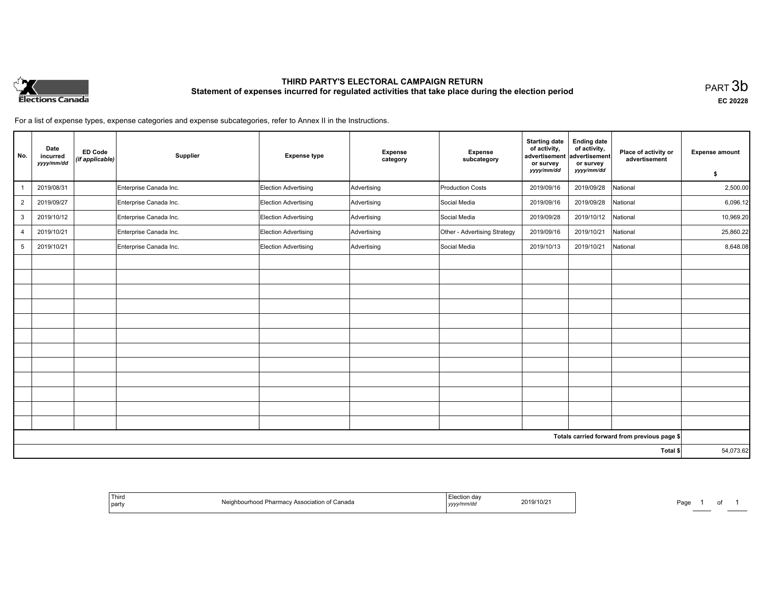# THIRD PARTY'S ELECTORAL CAMPAIGN RETURN

## Statement of expenses incurred for regulated activities that take place during the election period

PART 3b

EC 20228

For a list of expense types, expense categories and expense subcategories, refer to Annex II in the Instructions.

| No. | Date incurred *yyyy/mm/dd* | ED Code *(if applicable)* | Supplier | Expense type | Expense category | Expense subcategory | Starting date of activity, advertisement or survey *yyyy/mm/dd* | Ending date of activity, advertisement or survey *yyyy/mm/dd* | Place of activity or advertisement | Expense amount $ |
|---|---|---|---|---|---|---|---|---|---|---|
| 1 | 2019/08/31 | | Enterprise Canada Inc. | Election Advertising | Advertising | Production Costs | 2019/09/16 | 2019/09/28 | National | 2,500.00 |
| 2 | 2019/09/27 | | Enterprise Canada Inc. | Election Advertising | Advertising | Social Media | 2019/09/16 | 2019/09/28 | National | 6,096.12 |
| 3 | 2019/10/12 | | Enterprise Canada Inc. | Election Advertising | Advertising | Social Media | 2019/09/28 | 2019/10/12 | National | 10,969.20 |
| 4 | 2019/10/21 | | Enterprise Canada Inc. | Election Advertising | Advertising | Other - Advertising Strategy | 2019/09/16 | 2019/10/21 | National | 25,860.22 |
| 5 | 2019/10/21 | | Enterprise Canada Inc. | Election Advertising | Advertising | Social Media | 2019/10/13 | 2019/10/21 | National | 8,648.08 |
| | | | | | | | | | Totals carried forward from previous page $ | |
| | | | | | | | | | Total $ | 54,073.62 |

| Third party | Neighbourhood Pharmacy Association of Canada | Election day *yyyy/mm/dd* | 2019/10/21 |
|---|---|---|---|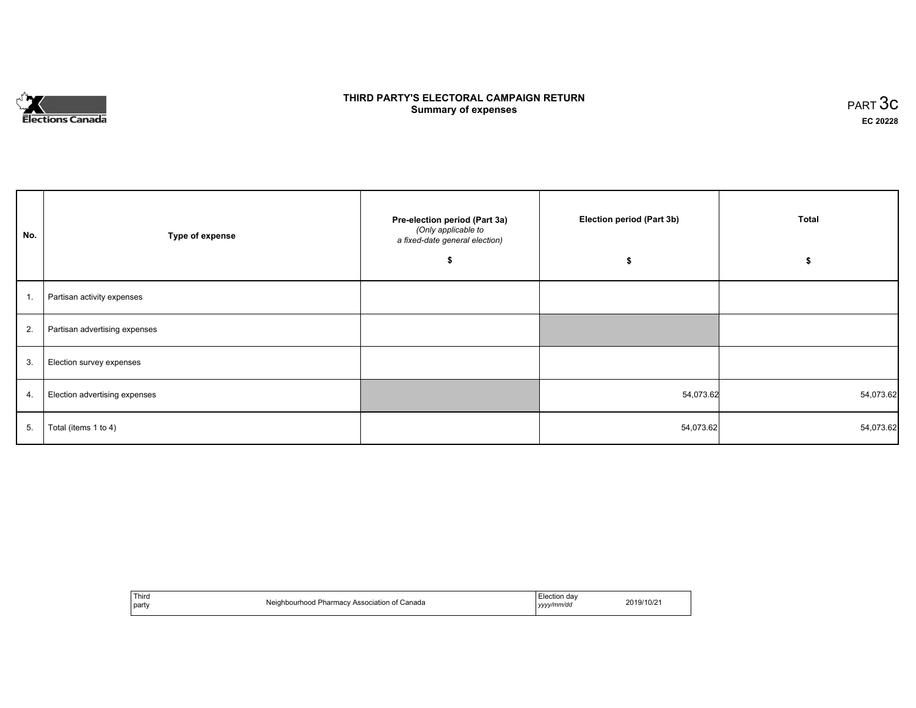# THIRD PARTY'S ELECTORAL CAMPAIGN RETURN

## Summary of expenses

PART 3c

**EC 20228**

| No. | Type of expense | Pre-election period (Part 3a) *(Only applicable to a fixed-date general election)* $ | Election period (Part 3b) $ | Total $ |
|---|---|---|---|---|
| 1. | Partisan activity expenses | | | |
| 2. | Partisan advertising expenses | | | |
| 3. | Election survey expenses | | | |
| 4. | Election advertising expenses | | 54,073.62 | 54,073.62 |
| 5. | Total (items 1 to 4) | | 54,073.62 | 54,073.62 |

| | | | |
|---|---|---|---|
| Third party | Neighbourhood Pharmacy Association of Canada | Election day *yyyy/mm/dd* | 2019/10/21 |